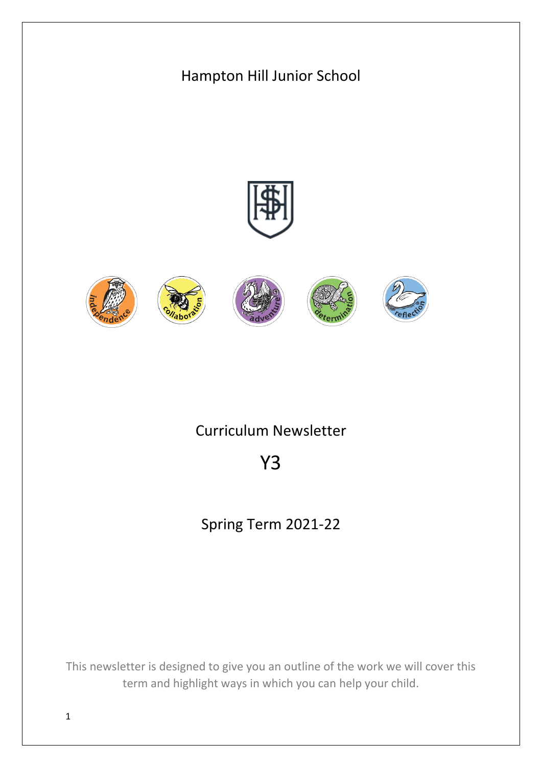Hampton Hill Junior School

independence collaboration adventure determination reflection

# Curriculum Newsletter

# Y3

## Spring Term 2021-22

This newsletter is designed to give you an outline of the work we will cover this term and highlight ways in which you can help your child.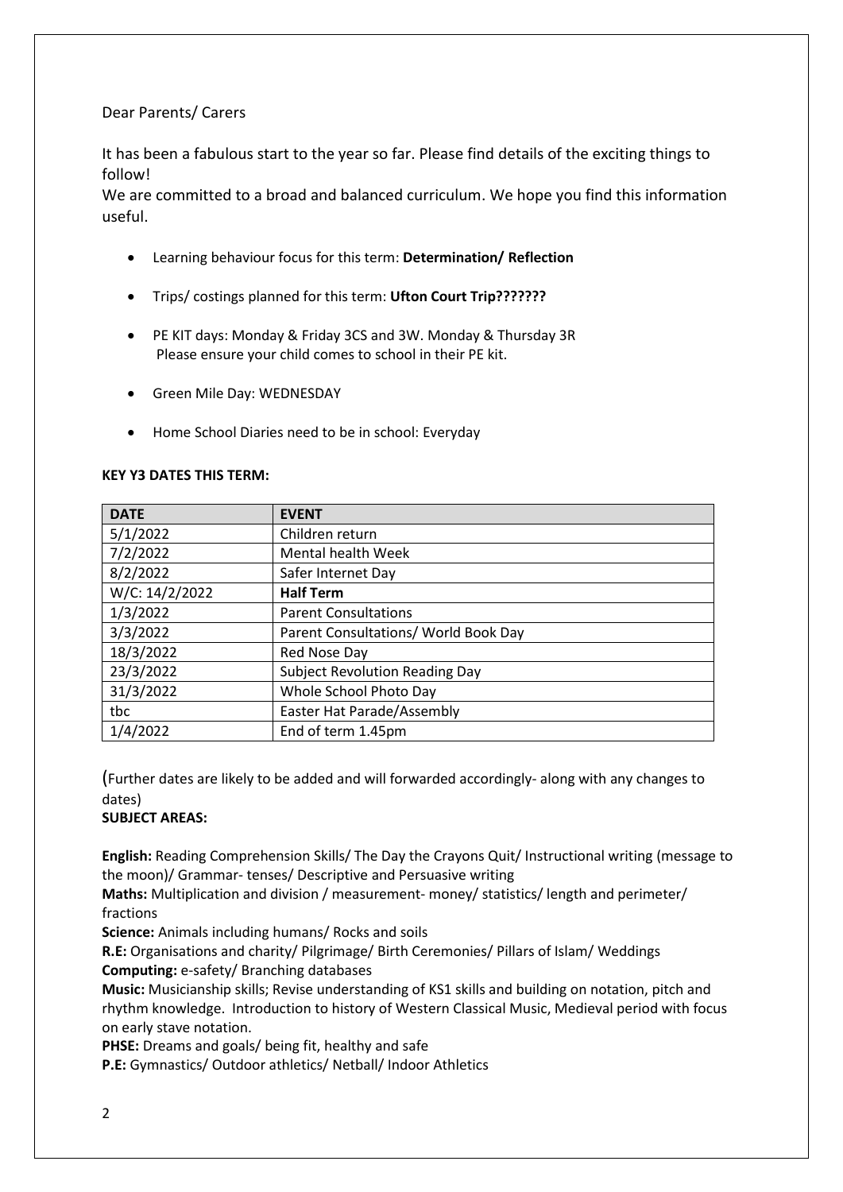Dear Parents/ Carers

It has been a fabulous start to the year so far. Please find details of the exciting things to follow!
We are committed to a broad and balanced curriculum. We hope you find this information useful.

- Learning behaviour focus for this term: **Determination/ Reflection**
- Trips/ costings planned for this term: **Ufton Court Trip???????**
- PE KIT days: Monday & Friday 3CS and 3W. Monday & Thursday 3R
  Please ensure your child comes to school in their PE kit.
- Green Mile Day: WEDNESDAY
- Home School Diaries need to be in school: Everyday

**KEY Y3 DATES THIS TERM:**

| **DATE** | **EVENT** |
|---|---|
| 5/1/2022 | Children return |
| 7/2/2022 | Mental health Week |
| 8/2/2022 | Safer Internet Day |
| W/C: 14/2/2022 | **Half Term** |
| 1/3/2022 | Parent Consultations |
| 3/3/2022 | Parent Consultations/ World Book Day |
| 18/3/2022 | Red Nose Day |
| 23/3/2022 | Subject Revolution Reading Day |
| 31/3/2022 | Whole School Photo Day |
| tbc | Easter Hat Parade/Assembly |
| 1/4/2022 | End of term 1.45pm |

(Further dates are likely to be added and will forwarded accordingly- along with any changes to dates)

**SUBJECT AREAS:**

**English:** Reading Comprehension Skills/ The Day the Crayons Quit/ Instructional writing (message to the moon)/ Grammar- tenses/ Descriptive and Persuasive writing

**Maths:** Multiplication and division / measurement- money/ statistics/ length and perimeter/ fractions

**Science:** Animals including humans/ Rocks and soils

**R.E:** Organisations and charity/ Pilgrimage/ Birth Ceremonies/ Pillars of Islam/ Weddings

**Computing:** e-safety/ Branching databases

**Music:** Musicianship skills; Revise understanding of KS1 skills and building on notation, pitch and rhythm knowledge. Introduction to history of Western Classical Music, Medieval period with focus on early stave notation.

**PHSE:** Dreams and goals/ being fit, healthy and safe

**P.E:** Gymnastics/ Outdoor athletics/ Netball/ Indoor Athletics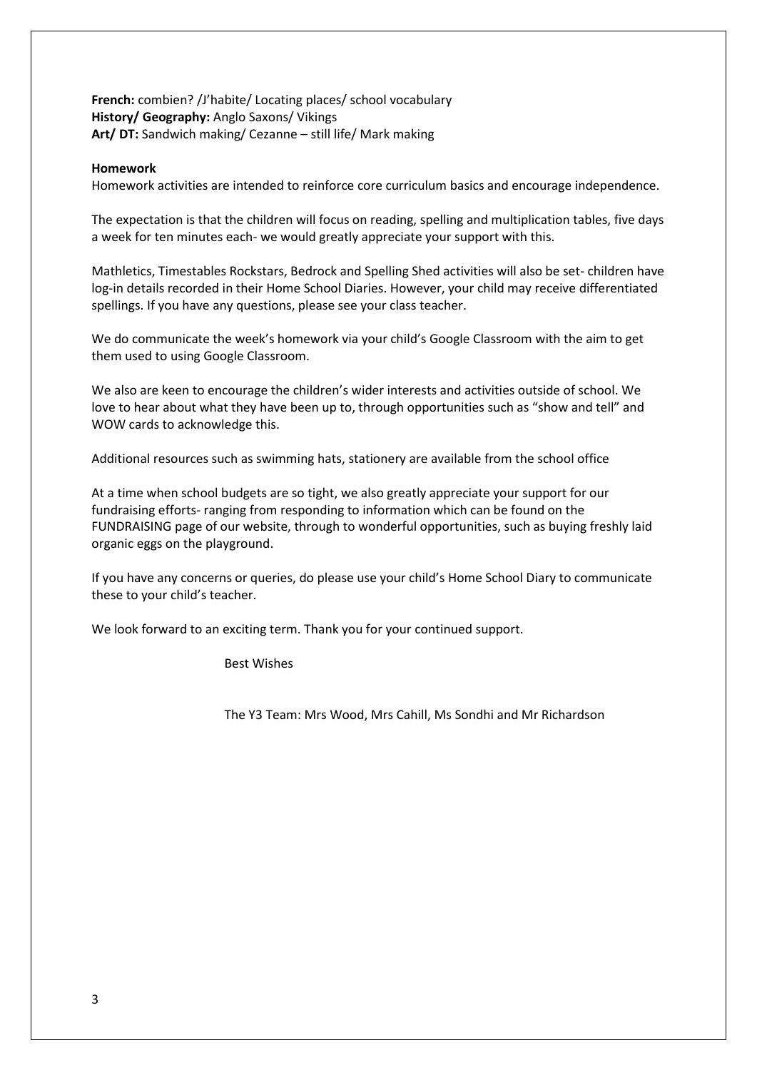**French:** combien? /J'habite/ Locating places/ school vocabulary
**History/ Geography:** Anglo Saxons/ Vikings
**Art/ DT:** Sandwich making/ Cezanne – still life/ Mark making

**Homework**

Homework activities are intended to reinforce core curriculum basics and encourage independence.

The expectation is that the children will focus on reading, spelling and multiplication tables, five days a week for ten minutes each- we would greatly appreciate your support with this.

Mathletics, Timestables Rockstars, Bedrock and Spelling Shed activities will also be set- children have log-in details recorded in their Home School Diaries. However, your child may receive differentiated spellings. If you have any questions, please see your class teacher.

We do communicate the week's homework via your child's Google Classroom with the aim to get them used to using Google Classroom.

We also are keen to encourage the children's wider interests and activities outside of school. We love to hear about what they have been up to, through opportunities such as "show and tell" and WOW cards to acknowledge this.

Additional resources such as swimming hats, stationery are available from the school office

At a time when school budgets are so tight, we also greatly appreciate your support for our fundraising efforts- ranging from responding to information which can be found on the FUNDRAISING page of our website, through to wonderful opportunities, such as buying freshly laid organic eggs on the playground.

If you have any concerns or queries, do please use your child's Home School Diary to communicate these to your child's teacher.

We look forward to an exciting term. Thank you for your continued support.

Best Wishes

The Y3 Team: Mrs Wood, Mrs Cahill, Ms Sondhi and Mr Richardson